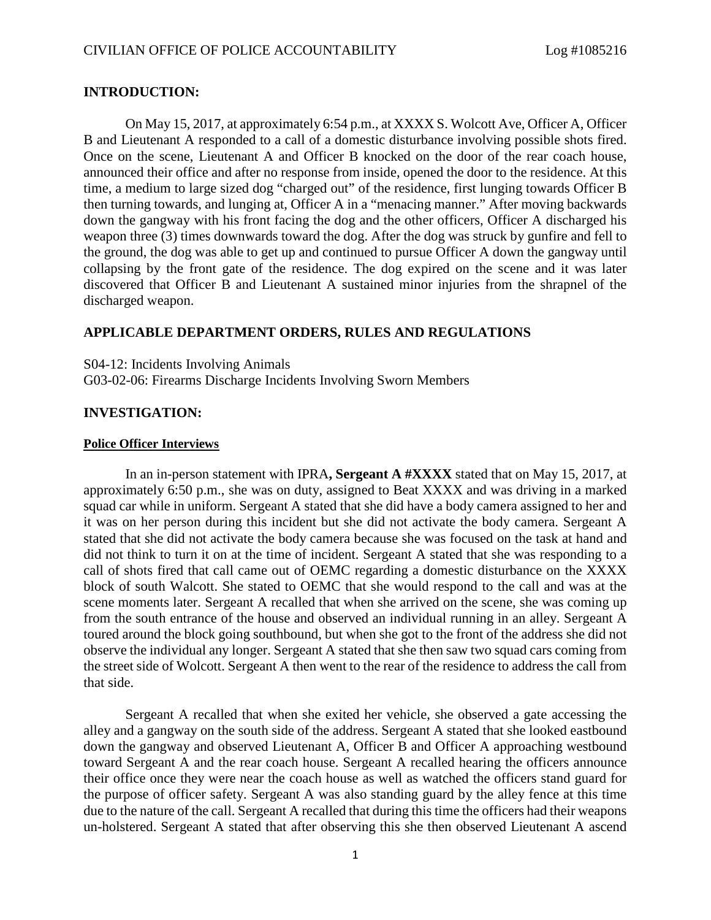## INTRODUCTION:

On May 15, 2017, at approximately 6:54 p.m., at XXXX S. Wolcott Ave, Officer A, Officer B and Lieutenant A responded to a call of a domestic disturbance involving possible shots fired. Once on the scene, Lieutenant A and Officer B knocked on the door of the rear coach house, announced their office and after no response from inside, opened the door to the residence. At this time, a medium to large sized dog "charged out" of the residence, first lunging towards Officer B then turning towards, and lunging at, Officer A in a "menacing manner." After moving backwards down the gangway with his front facing the dog and the other officers, Officer A discharged his weapon three (3) times downwards toward the dog. After the dog was struck by gunfire and fell to the ground, the dog was able to get up and continued to pursue Officer A down the gangway until collapsing by the front gate of the residence. The dog expired on the scene and it was later discovered that Officer B and Lieutenant A sustained minor injuries from the shrapnel of the discharged weapon.

## APPLICABLE DEPARTMENT ORDERS, RULES AND REGULATIONS

S04-12: Incidents Involving Animals
G03-02-06: Firearms Discharge Incidents Involving Sworn Members

## INVESTIGATION:

### Police Officer Interviews

In an in-person statement with IPRA**, Sergeant A #XXXX** stated that on May 15, 2017, at approximately 6:50 p.m., she was on duty, assigned to Beat XXXX and was driving in a marked squad car while in uniform. Sergeant A stated that she did have a body camera assigned to her and it was on her person during this incident but she did not activate the body camera. Sergeant A stated that she did not activate the body camera because she was focused on the task at hand and did not think to turn it on at the time of incident. Sergeant A stated that she was responding to a call of shots fired that call came out of OEMC regarding a domestic disturbance on the XXXX block of south Walcott. She stated to OEMC that she would respond to the call and was at the scene moments later. Sergeant A recalled that when she arrived on the scene, she was coming up from the south entrance of the house and observed an individual running in an alley. Sergeant A toured around the block going southbound, but when she got to the front of the address she did not observe the individual any longer. Sergeant A stated that she then saw two squad cars coming from the street side of Wolcott. Sergeant A then went to the rear of the residence to address the call from that side.

Sergeant A recalled that when she exited her vehicle, she observed a gate accessing the alley and a gangway on the south side of the address. Sergeant A stated that she looked eastbound down the gangway and observed Lieutenant A, Officer B and Officer A approaching westbound toward Sergeant A and the rear coach house. Sergeant A recalled hearing the officers announce their office once they were near the coach house as well as watched the officers stand guard for the purpose of officer safety. Sergeant A was also standing guard by the alley fence at this time due to the nature of the call. Sergeant A recalled that during this time the officers had their weapons un-holstered. Sergeant A stated that after observing this she then observed Lieutenant A ascend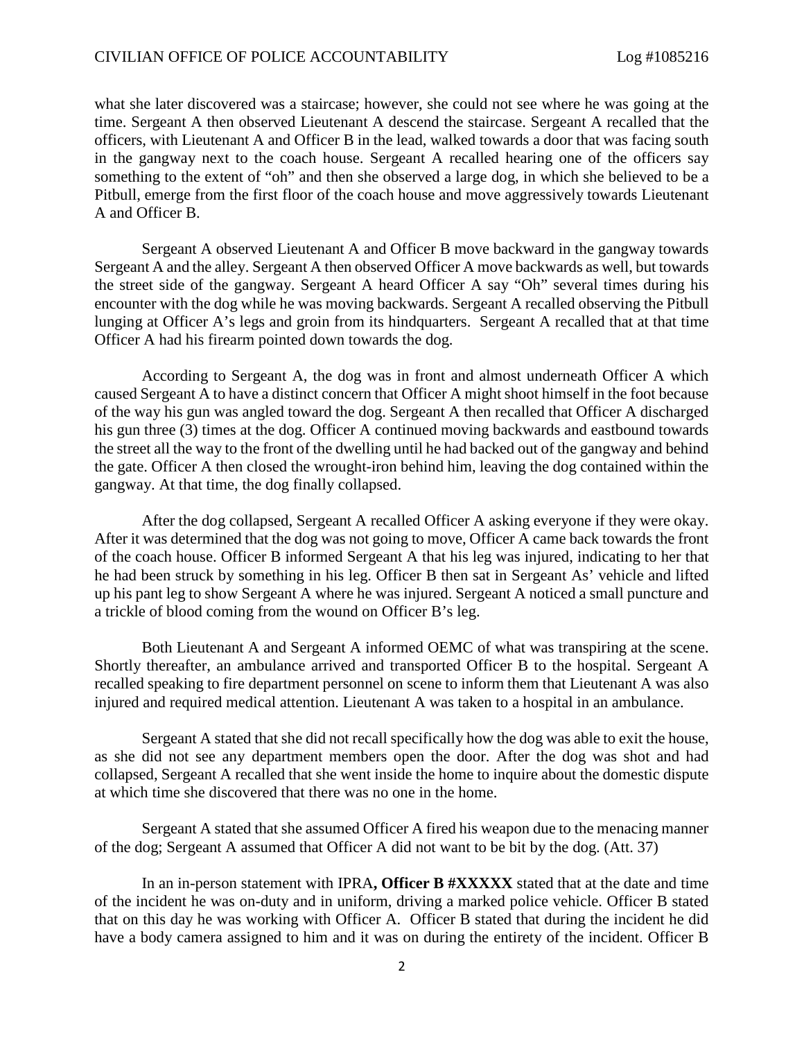what she later discovered was a staircase; however, she could not see where he was going at the time. Sergeant A then observed Lieutenant A descend the staircase. Sergeant A recalled that the officers, with Lieutenant A and Officer B in the lead, walked towards a door that was facing south in the gangway next to the coach house. Sergeant A recalled hearing one of the officers say something to the extent of "oh" and then she observed a large dog, in which she believed to be a Pitbull, emerge from the first floor of the coach house and move aggressively towards Lieutenant A and Officer B.

Sergeant A observed Lieutenant A and Officer B move backward in the gangway towards Sergeant A and the alley. Sergeant A then observed Officer A move backwards as well, but towards the street side of the gangway. Sergeant A heard Officer A say "Oh" several times during his encounter with the dog while he was moving backwards. Sergeant A recalled observing the Pitbull lunging at Officer A's legs and groin from its hindquarters. Sergeant A recalled that at that time Officer A had his firearm pointed down towards the dog.

According to Sergeant A, the dog was in front and almost underneath Officer A which caused Sergeant A to have a distinct concern that Officer A might shoot himself in the foot because of the way his gun was angled toward the dog. Sergeant A then recalled that Officer A discharged his gun three (3) times at the dog. Officer A continued moving backwards and eastbound towards the street all the way to the front of the dwelling until he had backed out of the gangway and behind the gate. Officer A then closed the wrought-iron behind him, leaving the dog contained within the gangway. At that time, the dog finally collapsed.

After the dog collapsed, Sergeant A recalled Officer A asking everyone if they were okay. After it was determined that the dog was not going to move, Officer A came back towards the front of the coach house. Officer B informed Sergeant A that his leg was injured, indicating to her that he had been struck by something in his leg. Officer B then sat in Sergeant As' vehicle and lifted up his pant leg to show Sergeant A where he was injured. Sergeant A noticed a small puncture and a trickle of blood coming from the wound on Officer B's leg.

Both Lieutenant A and Sergeant A informed OEMC of what was transpiring at the scene. Shortly thereafter, an ambulance arrived and transported Officer B to the hospital. Sergeant A recalled speaking to fire department personnel on scene to inform them that Lieutenant A was also injured and required medical attention. Lieutenant A was taken to a hospital in an ambulance.

Sergeant A stated that she did not recall specifically how the dog was able to exit the house, as she did not see any department members open the door. After the dog was shot and had collapsed, Sergeant A recalled that she went inside the home to inquire about the domestic dispute at which time she discovered that there was no one in the home.

Sergeant A stated that she assumed Officer A fired his weapon due to the menacing manner of the dog; Sergeant A assumed that Officer A did not want to be bit by the dog. (Att. 37)

In an in-person statement with IPRA**, Officer B #XXXXX** stated that at the date and time of the incident he was on-duty and in uniform, driving a marked police vehicle. Officer B stated that on this day he was working with Officer A. Officer B stated that during the incident he did have a body camera assigned to him and it was on during the entirety of the incident. Officer B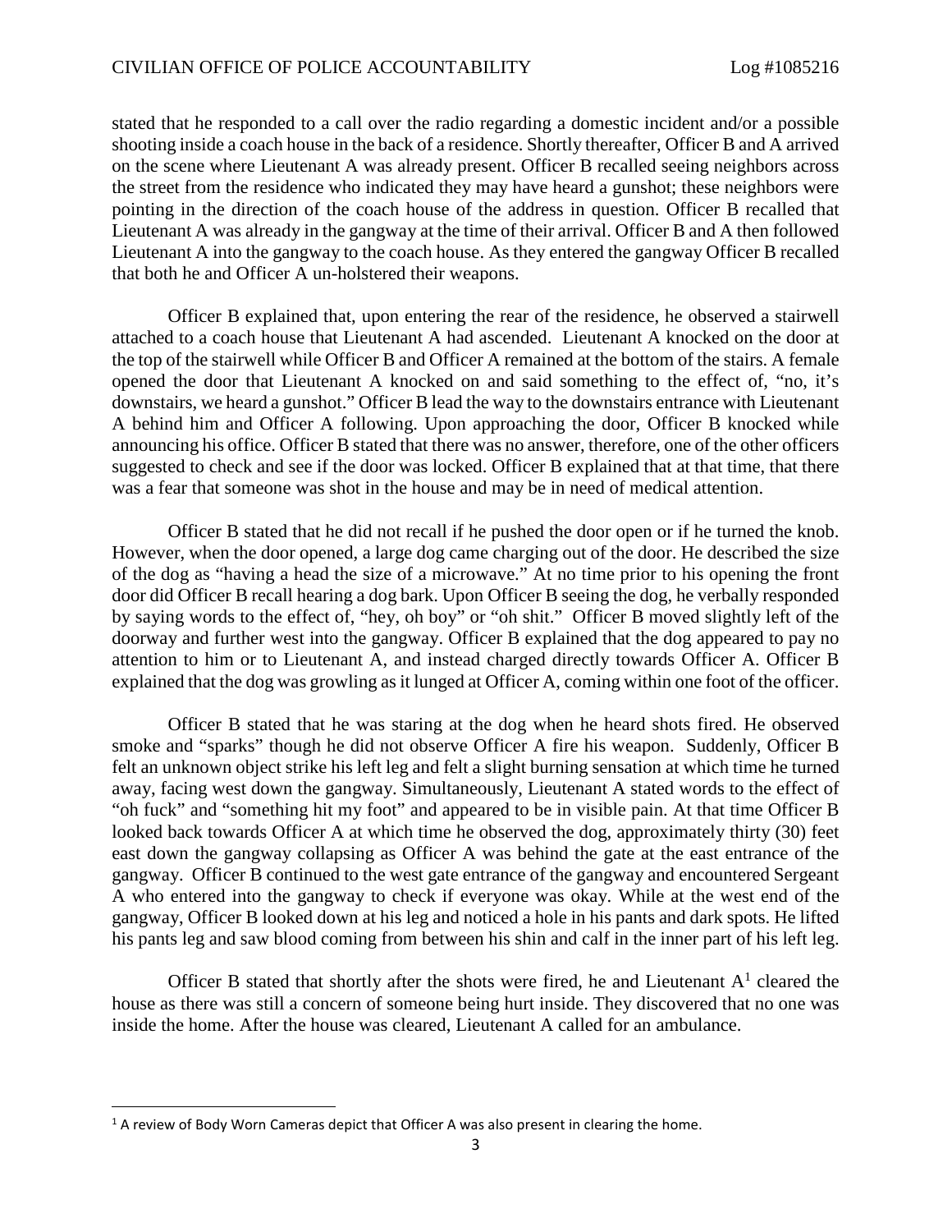stated that he responded to a call over the radio regarding a domestic incident and/or a possible shooting inside a coach house in the back of a residence. Shortly thereafter, Officer B and A arrived on the scene where Lieutenant A was already present. Officer B recalled seeing neighbors across the street from the residence who indicated they may have heard a gunshot; these neighbors were pointing in the direction of the coach house of the address in question. Officer B recalled that Lieutenant A was already in the gangway at the time of their arrival. Officer B and A then followed Lieutenant A into the gangway to the coach house. As they entered the gangway Officer B recalled that both he and Officer A un-holstered their weapons.

Officer B explained that, upon entering the rear of the residence, he observed a stairwell attached to a coach house that Lieutenant A had ascended. Lieutenant A knocked on the door at the top of the stairwell while Officer B and Officer A remained at the bottom of the stairs. A female opened the door that Lieutenant A knocked on and said something to the effect of, "no, it's downstairs, we heard a gunshot." Officer B lead the way to the downstairs entrance with Lieutenant A behind him and Officer A following. Upon approaching the door, Officer B knocked while announcing his office. Officer B stated that there was no answer, therefore, one of the other officers suggested to check and see if the door was locked. Officer B explained that at that time, that there was a fear that someone was shot in the house and may be in need of medical attention.

Officer B stated that he did not recall if he pushed the door open or if he turned the knob. However, when the door opened, a large dog came charging out of the door. He described the size of the dog as "having a head the size of a microwave." At no time prior to his opening the front door did Officer B recall hearing a dog bark. Upon Officer B seeing the dog, he verbally responded by saying words to the effect of, "hey, oh boy" or "oh shit." Officer B moved slightly left of the doorway and further west into the gangway. Officer B explained that the dog appeared to pay no attention to him or to Lieutenant A, and instead charged directly towards Officer A. Officer B explained that the dog was growling as it lunged at Officer A, coming within one foot of the officer.

Officer B stated that he was staring at the dog when he heard shots fired. He observed smoke and "sparks" though he did not observe Officer A fire his weapon. Suddenly, Officer B felt an unknown object strike his left leg and felt a slight burning sensation at which time he turned away, facing west down the gangway. Simultaneously, Lieutenant A stated words to the effect of "oh fuck" and "something hit my foot" and appeared to be in visible pain. At that time Officer B looked back towards Officer A at which time he observed the dog, approximately thirty (30) feet east down the gangway collapsing as Officer A was behind the gate at the east entrance of the gangway. Officer B continued to the west gate entrance of the gangway and encountered Sergeant A who entered into the gangway to check if everyone was okay. While at the west end of the gangway, Officer B looked down at his leg and noticed a hole in his pants and dark spots. He lifted his pants leg and saw blood coming from between his shin and calf in the inner part of his left leg.

Officer B stated that shortly after the shots were fired, he and Lieutenant A[1] cleared the house as there was still a concern of someone being hurt inside. They discovered that no one was inside the home. After the house was cleared, Lieutenant A called for an ambulance.

---

[1] A review of Body Worn Cameras depict that Officer A was also present in clearing the home.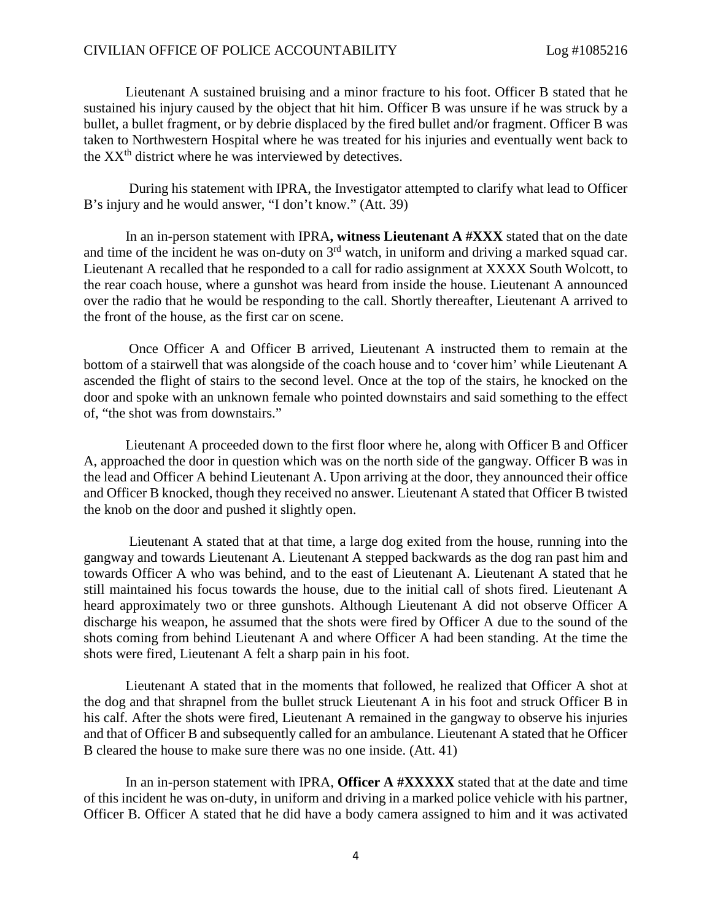Lieutenant A sustained bruising and a minor fracture to his foot. Officer B stated that he sustained his injury caused by the object that hit him. Officer B was unsure if he was struck by a bullet, a bullet fragment, or by debrie displaced by the fired bullet and/or fragment. Officer B was taken to Northwestern Hospital where he was treated for his injuries and eventually went back to the XX[th] district where he was interviewed by detectives.

During his statement with IPRA, the Investigator attempted to clarify what lead to Officer B's injury and he would answer, "I don't know." (Att. 39)

In an in-person statement with IPRA**, witness Lieutenant A #XXX** stated that on the date and time of the incident he was on-duty on 3[rd] watch, in uniform and driving a marked squad car. Lieutenant A recalled that he responded to a call for radio assignment at XXXX South Wolcott, to the rear coach house, where a gunshot was heard from inside the house. Lieutenant A announced over the radio that he would be responding to the call. Shortly thereafter, Lieutenant A arrived to the front of the house, as the first car on scene.

Once Officer A and Officer B arrived, Lieutenant A instructed them to remain at the bottom of a stairwell that was alongside of the coach house and to 'cover him' while Lieutenant A ascended the flight of stairs to the second level. Once at the top of the stairs, he knocked on the door and spoke with an unknown female who pointed downstairs and said something to the effect of, "the shot was from downstairs."

Lieutenant A proceeded down to the first floor where he, along with Officer B and Officer A, approached the door in question which was on the north side of the gangway. Officer B was in the lead and Officer A behind Lieutenant A. Upon arriving at the door, they announced their office and Officer B knocked, though they received no answer. Lieutenant A stated that Officer B twisted the knob on the door and pushed it slightly open.

Lieutenant A stated that at that time, a large dog exited from the house, running into the gangway and towards Lieutenant A. Lieutenant A stepped backwards as the dog ran past him and towards Officer A who was behind, and to the east of Lieutenant A. Lieutenant A stated that he still maintained his focus towards the house, due to the initial call of shots fired. Lieutenant A heard approximately two or three gunshots. Although Lieutenant A did not observe Officer A discharge his weapon, he assumed that the shots were fired by Officer A due to the sound of the shots coming from behind Lieutenant A and where Officer A had been standing. At the time the shots were fired, Lieutenant A felt a sharp pain in his foot.

Lieutenant A stated that in the moments that followed, he realized that Officer A shot at the dog and that shrapnel from the bullet struck Lieutenant A in his foot and struck Officer B in his calf. After the shots were fired, Lieutenant A remained in the gangway to observe his injuries and that of Officer B and subsequently called for an ambulance. Lieutenant A stated that he Officer B cleared the house to make sure there was no one inside. (Att. 41)

In an in-person statement with IPRA, **Officer A #XXXXX** stated that at the date and time of this incident he was on-duty, in uniform and driving in a marked police vehicle with his partner, Officer B. Officer A stated that he did have a body camera assigned to him and it was activated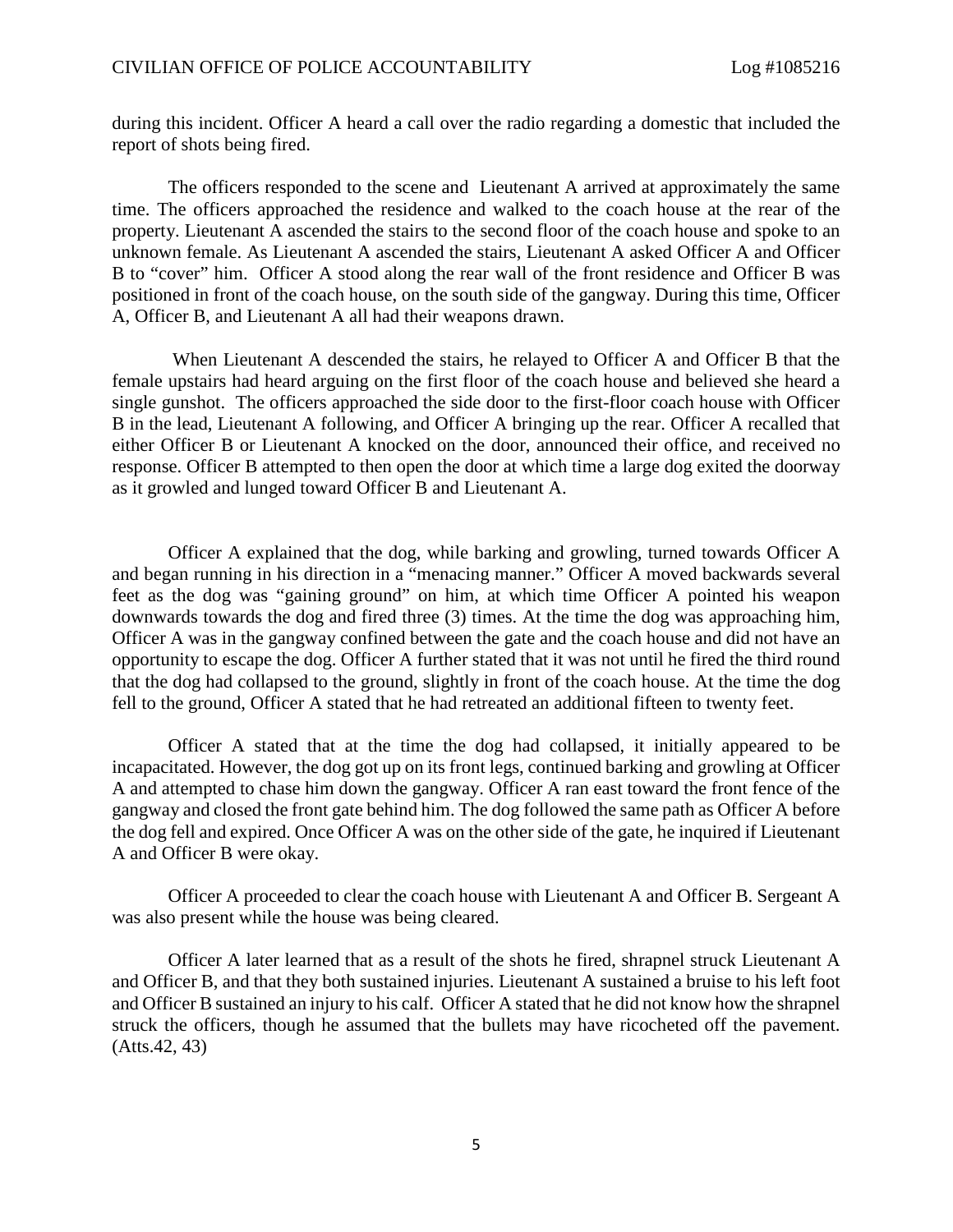during this incident. Officer A heard a call over the radio regarding a domestic that included the report of shots being fired.

The officers responded to the scene and Lieutenant A arrived at approximately the same time. The officers approached the residence and walked to the coach house at the rear of the property. Lieutenant A ascended the stairs to the second floor of the coach house and spoke to an unknown female. As Lieutenant A ascended the stairs, Lieutenant A asked Officer A and Officer B to "cover" him. Officer A stood along the rear wall of the front residence and Officer B was positioned in front of the coach house, on the south side of the gangway. During this time, Officer A, Officer B, and Lieutenant A all had their weapons drawn.

When Lieutenant A descended the stairs, he relayed to Officer A and Officer B that the female upstairs had heard arguing on the first floor of the coach house and believed she heard a single gunshot. The officers approached the side door to the first-floor coach house with Officer B in the lead, Lieutenant A following, and Officer A bringing up the rear. Officer A recalled that either Officer B or Lieutenant A knocked on the door, announced their office, and received no response. Officer B attempted to then open the door at which time a large dog exited the doorway as it growled and lunged toward Officer B and Lieutenant A.

Officer A explained that the dog, while barking and growling, turned towards Officer A and began running in his direction in a "menacing manner." Officer A moved backwards several feet as the dog was "gaining ground" on him, at which time Officer A pointed his weapon downwards towards the dog and fired three (3) times. At the time the dog was approaching him, Officer A was in the gangway confined between the gate and the coach house and did not have an opportunity to escape the dog. Officer A further stated that it was not until he fired the third round that the dog had collapsed to the ground, slightly in front of the coach house. At the time the dog fell to the ground, Officer A stated that he had retreated an additional fifteen to twenty feet.

Officer A stated that at the time the dog had collapsed, it initially appeared to be incapacitated. However, the dog got up on its front legs, continued barking and growling at Officer A and attempted to chase him down the gangway. Officer A ran east toward the front fence of the gangway and closed the front gate behind him. The dog followed the same path as Officer A before the dog fell and expired. Once Officer A was on the other side of the gate, he inquired if Lieutenant A and Officer B were okay.

Officer A proceeded to clear the coach house with Lieutenant A and Officer B. Sergeant A was also present while the house was being cleared.

Officer A later learned that as a result of the shots he fired, shrapnel struck Lieutenant A and Officer B, and that they both sustained injuries. Lieutenant A sustained a bruise to his left foot and Officer B sustained an injury to his calf. Officer A stated that he did not know how the shrapnel struck the officers, though he assumed that the bullets may have ricocheted off the pavement. (Atts.42, 43)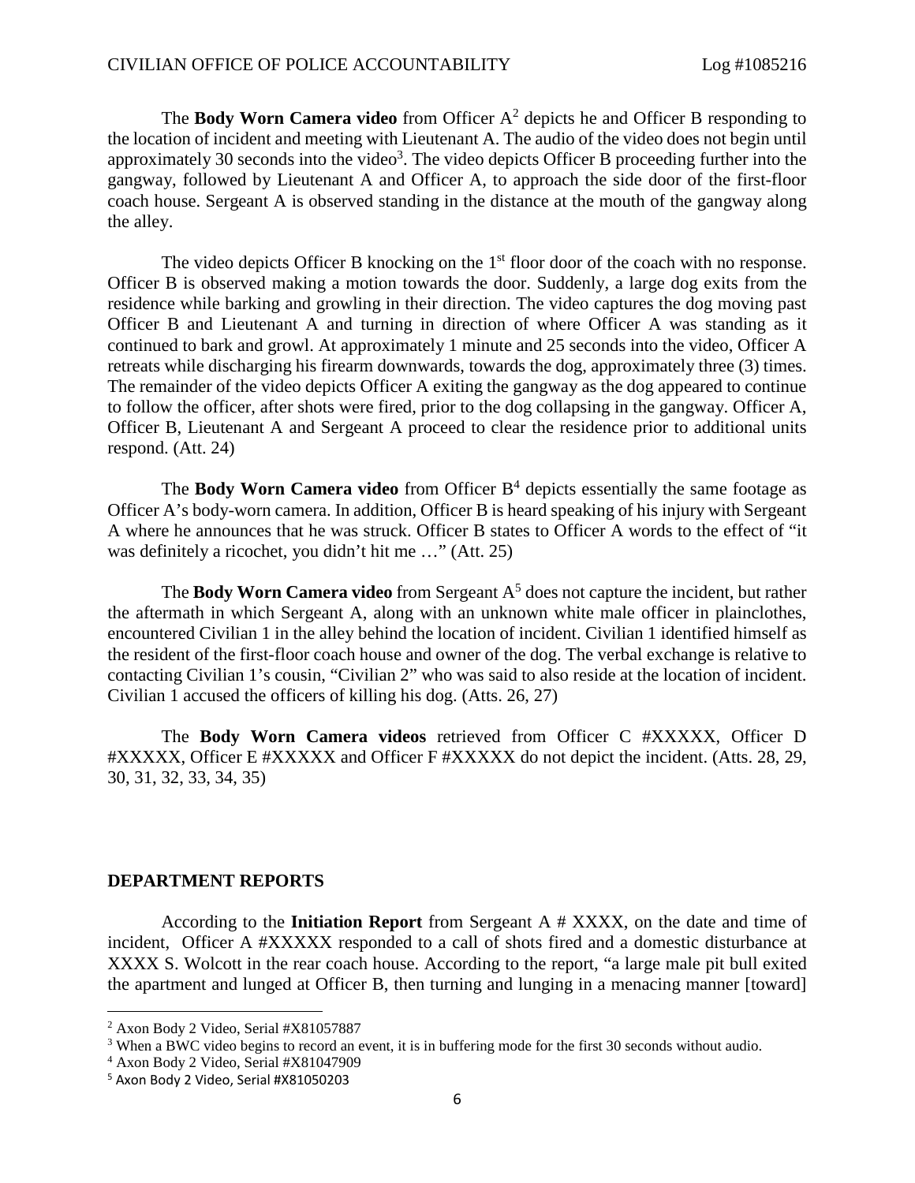The **Body Worn Camera video** from Officer A[2] depicts he and Officer B responding to the location of incident and meeting with Lieutenant A. The audio of the video does not begin until approximately 30 seconds into the video[3]. The video depicts Officer B proceeding further into the gangway, followed by Lieutenant A and Officer A, to approach the side door of the first-floor coach house. Sergeant A is observed standing in the distance at the mouth of the gangway along the alley.

The video depicts Officer B knocking on the 1st floor door of the coach with no response. Officer B is observed making a motion towards the door. Suddenly, a large dog exits from the residence while barking and growling in their direction. The video captures the dog moving past Officer B and Lieutenant A and turning in direction of where Officer A was standing as it continued to bark and growl. At approximately 1 minute and 25 seconds into the video, Officer A retreats while discharging his firearm downwards, towards the dog, approximately three (3) times. The remainder of the video depicts Officer A exiting the gangway as the dog appeared to continue to follow the officer, after shots were fired, prior to the dog collapsing in the gangway. Officer A, Officer B, Lieutenant A and Sergeant A proceed to clear the residence prior to additional units respond. (Att. 24)

The **Body Worn Camera video** from Officer B[4] depicts essentially the same footage as Officer A's body-worn camera. In addition, Officer B is heard speaking of his injury with Sergeant A where he announces that he was struck. Officer B states to Officer A words to the effect of "it was definitely a ricochet, you didn't hit me …" (Att. 25)

The **Body Worn Camera video** from Sergeant A[5] does not capture the incident, but rather the aftermath in which Sergeant A, along with an unknown white male officer in plainclothes, encountered Civilian 1 in the alley behind the location of incident. Civilian 1 identified himself as the resident of the first-floor coach house and owner of the dog. The verbal exchange is relative to contacting Civilian 1's cousin, "Civilian 2" who was said to also reside at the location of incident. Civilian 1 accused the officers of killing his dog. (Atts. 26, 27)

The **Body Worn Camera videos** retrieved from Officer C #XXXXX, Officer D #XXXXX, Officer E #XXXXX and Officer F #XXXXX do not depict the incident. (Atts. 28, 29, 30, 31, 32, 33, 34, 35)

## DEPARTMENT REPORTS

According to the **Initiation Report** from Sergeant A # XXXX, on the date and time of incident, Officer A #XXXXX responded to a call of shots fired and a domestic disturbance at XXXX S. Wolcott in the rear coach house. According to the report, "a large male pit bull exited the apartment and lunged at Officer B, then turning and lunging in a menacing manner [toward]

[2] Axon Body 2 Video, Serial #X81057887

[3] When a BWC video begins to record an event, it is in buffering mode for the first 30 seconds without audio.

[4] Axon Body 2 Video, Serial #X81047909

[5] Axon Body 2 Video, Serial #X81050203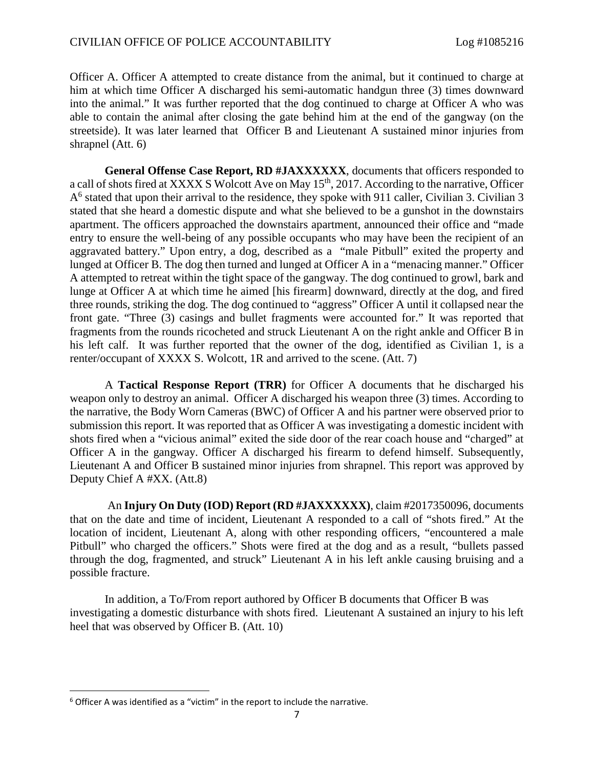Officer A. Officer A attempted to create distance from the animal, but it continued to charge at him at which time Officer A discharged his semi-automatic handgun three (3) times downward into the animal." It was further reported that the dog continued to charge at Officer A who was able to contain the animal after closing the gate behind him at the end of the gangway (on the streetside). It was later learned that Officer B and Lieutenant A sustained minor injuries from shrapnel (Att. 6)

**General Offense Case Report, RD #JAXXXXXX**, documents that officers responded to a call of shots fired at XXXX S Wolcott Ave on May 15th, 2017. According to the narrative, Officer A[6] stated that upon their arrival to the residence, they spoke with 911 caller, Civilian 3. Civilian 3 stated that she heard a domestic dispute and what she believed to be a gunshot in the downstairs apartment. The officers approached the downstairs apartment, announced their office and "made entry to ensure the well-being of any possible occupants who may have been the recipient of an aggravated battery." Upon entry, a dog, described as a "male Pitbull" exited the property and lunged at Officer B. The dog then turned and lunged at Officer A in a "menacing manner." Officer A attempted to retreat within the tight space of the gangway. The dog continued to growl, bark and lunge at Officer A at which time he aimed [his firearm] downward, directly at the dog, and fired three rounds, striking the dog. The dog continued to "aggress" Officer A until it collapsed near the front gate. "Three (3) casings and bullet fragments were accounted for." It was reported that fragments from the rounds ricocheted and struck Lieutenant A on the right ankle and Officer B in his left calf. It was further reported that the owner of the dog, identified as Civilian 1, is a renter/occupant of XXXX S. Wolcott, 1R and arrived to the scene. (Att. 7)

A **Tactical Response Report (TRR)** for Officer A documents that he discharged his weapon only to destroy an animal. Officer A discharged his weapon three (3) times. According to the narrative, the Body Worn Cameras (BWC) of Officer A and his partner were observed prior to submission this report. It was reported that as Officer A was investigating a domestic incident with shots fired when a "vicious animal" exited the side door of the rear coach house and "charged" at Officer A in the gangway. Officer A discharged his firearm to defend himself. Subsequently, Lieutenant A and Officer B sustained minor injuries from shrapnel. This report was approved by Deputy Chief A #XX. (Att.8)

An **Injury On Duty (IOD) Report (RD #JAXXXXXX)**, claim #2017350096, documents that on the date and time of incident, Lieutenant A responded to a call of "shots fired." At the location of incident, Lieutenant A, along with other responding officers, "encountered a male Pitbull" who charged the officers." Shots were fired at the dog and as a result, "bullets passed through the dog, fragmented, and struck" Lieutenant A in his left ankle causing bruising and a possible fracture.

In addition, a To/From report authored by Officer B documents that Officer B was investigating a domestic disturbance with shots fired. Lieutenant A sustained an injury to his left heel that was observed by Officer B. (Att. 10)

---

[6] Officer A was identified as a "victim" in the report to include the narrative.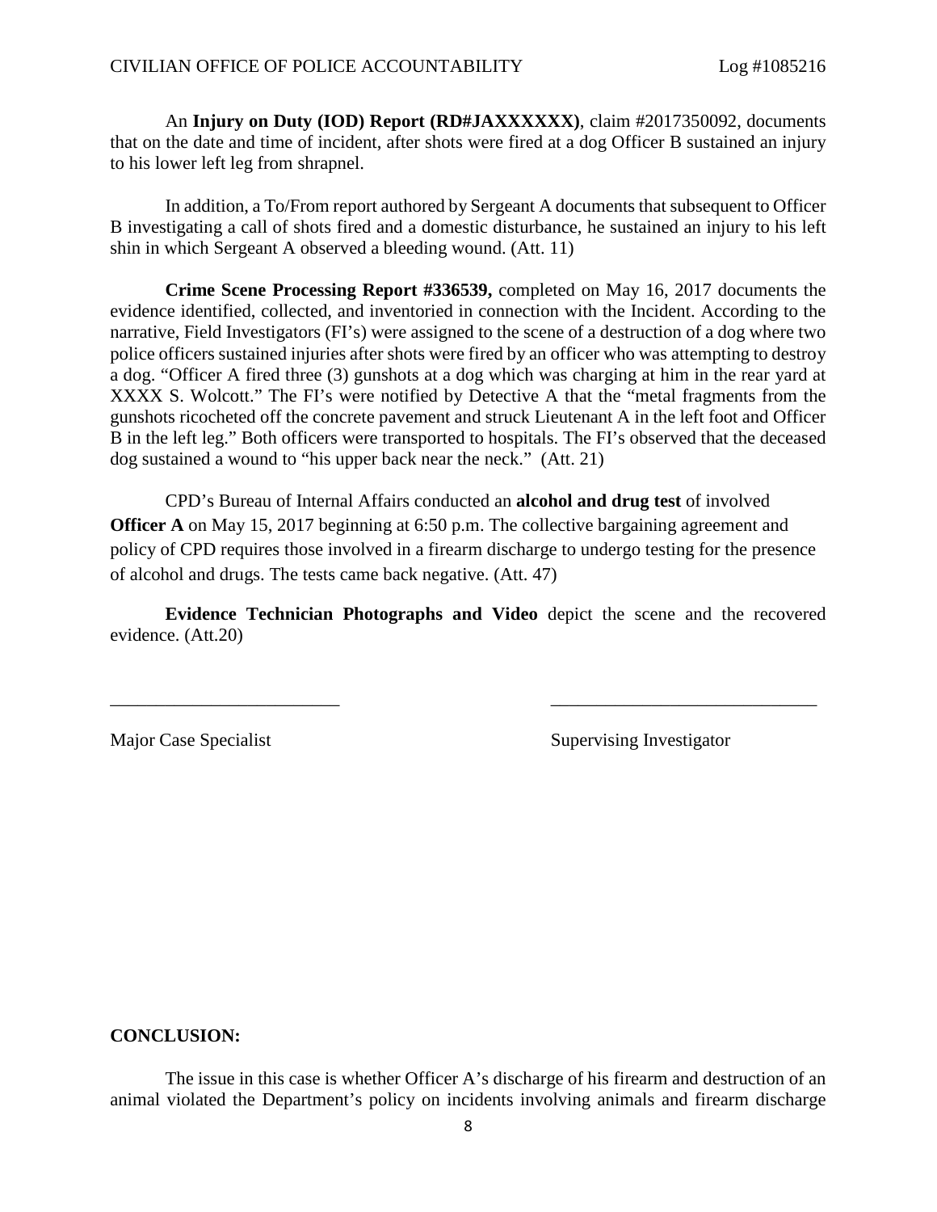An **Injury on Duty (IOD) Report (RD#JAXXXXXX)**, claim #2017350092, documents that on the date and time of incident, after shots were fired at a dog Officer B sustained an injury to his lower left leg from shrapnel.

In addition, a To/From report authored by Sergeant A documents that subsequent to Officer B investigating a call of shots fired and a domestic disturbance, he sustained an injury to his left shin in which Sergeant A observed a bleeding wound. (Att. 11)

**Crime Scene Processing Report #336539,** completed on May 16, 2017 documents the evidence identified, collected, and inventoried in connection with the Incident. According to the narrative, Field Investigators (FI's) were assigned to the scene of a destruction of a dog where two police officers sustained injuries after shots were fired by an officer who was attempting to destroy a dog. "Officer A fired three (3) gunshots at a dog which was charging at him in the rear yard at XXXX S. Wolcott." The FI's were notified by Detective A that the "metal fragments from the gunshots ricocheted off the concrete pavement and struck Lieutenant A in the left foot and Officer B in the left leg." Both officers were transported to hospitals. The FI's observed that the deceased dog sustained a wound to "his upper back near the neck." (Att. 21)

CPD's Bureau of Internal Affairs conducted an **alcohol and drug test** of involved **Officer A** on May 15, 2017 beginning at 6:50 p.m. The collective bargaining agreement and policy of CPD requires those involved in a firearm discharge to undergo testing for the presence of alcohol and drugs. The tests came back negative. (Att. 47)

**Evidence Technician Photographs and Video** depict the scene and the recovered evidence. (Att.20)

\_\_\_\_\_\_\_\_\_\_\_\_\_\_\_\_\_\_\_\_\_\_\_\_\_ \_\_\_\_\_\_\_\_\_\_\_\_\_\_\_\_\_\_\_\_\_\_\_\_\_\_\_\_\_

Major Case Specialist Supervising Investigator

**CONCLUSION:**

The issue in this case is whether Officer A's discharge of his firearm and destruction of an animal violated the Department's policy on incidents involving animals and firearm discharge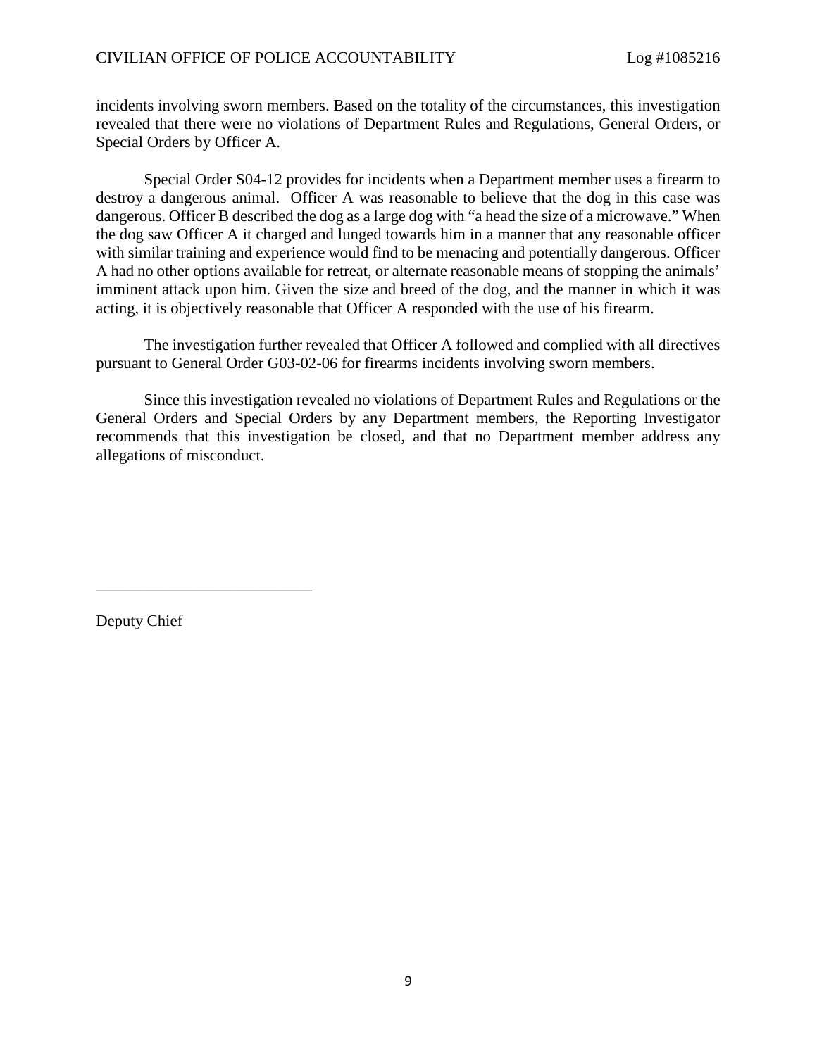incidents involving sworn members. Based on the totality of the circumstances, this investigation revealed that there were no violations of Department Rules and Regulations, General Orders, or Special Orders by Officer A.

Special Order S04-12 provides for incidents when a Department member uses a firearm to destroy a dangerous animal. Officer A was reasonable to believe that the dog in this case was dangerous. Officer B described the dog as a large dog with "a head the size of a microwave." When the dog saw Officer A it charged and lunged towards him in a manner that any reasonable officer with similar training and experience would find to be menacing and potentially dangerous. Officer A had no other options available for retreat, or alternate reasonable means of stopping the animals' imminent attack upon him. Given the size and breed of the dog, and the manner in which it was acting, it is objectively reasonable that Officer A responded with the use of his firearm.

The investigation further revealed that Officer A followed and complied with all directives pursuant to General Order G03-02-06 for firearms incidents involving sworn members.

Since this investigation revealed no violations of Department Rules and Regulations or the General Orders and Special Orders by any Department members, the Reporting Investigator recommends that this investigation be closed, and that no Department member address any allegations of misconduct.

___________________________

Deputy Chief